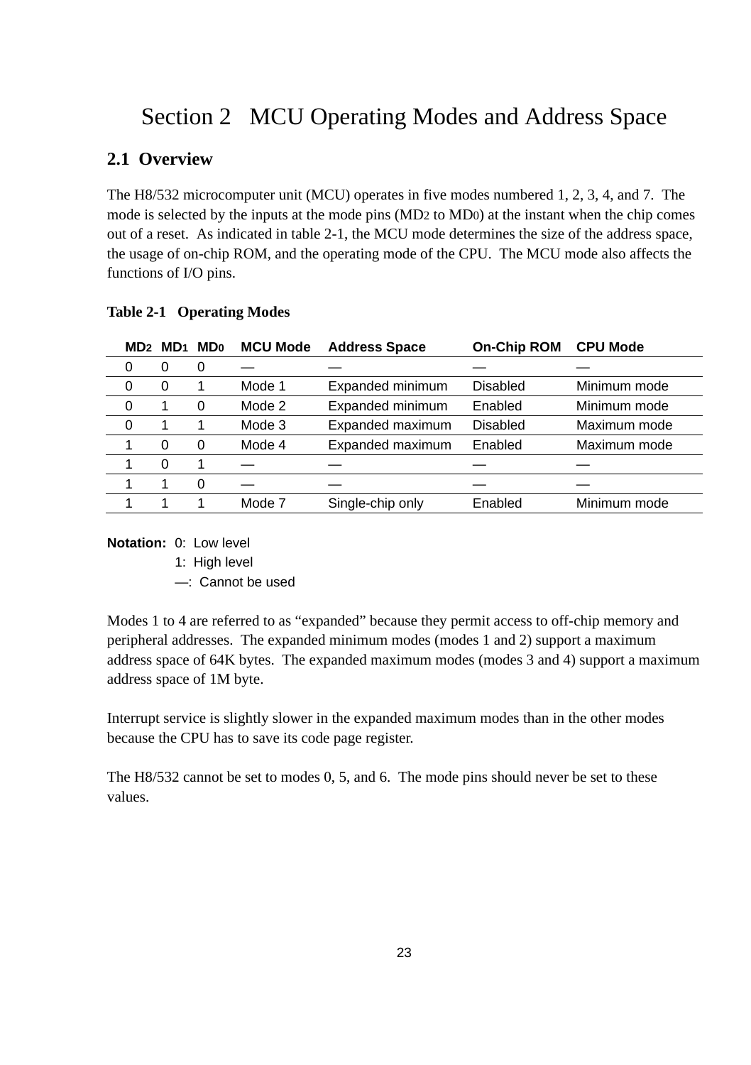# Section 2 MCU Operating Modes and Address Space

## 2.1 Overview

The H8/532 microcomputer unit (MCU) operates in five modes numbered 1, 2, 3, 4, and 7. The mode is selected by the inputs at the mode pins ($MD_2$ to $MD_0$) at the instant when the chip comes out of a reset. As indicated in table 2-1, the MCU mode determines the size of the address space, the usage of on-chip ROM, and the operating mode of the CPU. The MCU mode also affects the functions of I/O pins.

**Table 2-1 Operating Modes**

| $MD_2$ | $MD_1$ | $MD_0$ | MCU Mode | Address Space | On-Chip ROM | CPU Mode |
|---|---|---|---|---|---|---|
| 0 | 0 | 0 | — | — | — | — |
| 0 | 0 | 1 | Mode 1 | Expanded minimum | Disabled | Minimum mode |
| 0 | 1 | 0 | Mode 2 | Expanded minimum | Enabled | Minimum mode |
| 0 | 1 | 1 | Mode 3 | Expanded maximum | Disabled | Maximum mode |
| 1 | 0 | 0 | Mode 4 | Expanded maximum | Enabled | Maximum mode |
| 1 | 0 | 1 | — | — | — | — |
| 1 | 1 | 0 | — | — | — | — |
| 1 | 1 | 1 | Mode 7 | Single-chip only | Enabled | Minimum mode |

**Notation:** 0: Low level
1: High level
—: Cannot be used

Modes 1 to 4 are referred to as “expanded” because they permit access to off-chip memory and peripheral addresses. The expanded minimum modes (modes 1 and 2) support a maximum address space of 64K bytes. The expanded maximum modes (modes 3 and 4) support a maximum address space of 1M byte.

Interrupt service is slightly slower in the expanded maximum modes than in the other modes because the CPU has to save its code page register.

The H8/532 cannot be set to modes 0, 5, and 6. The mode pins should never be set to these values.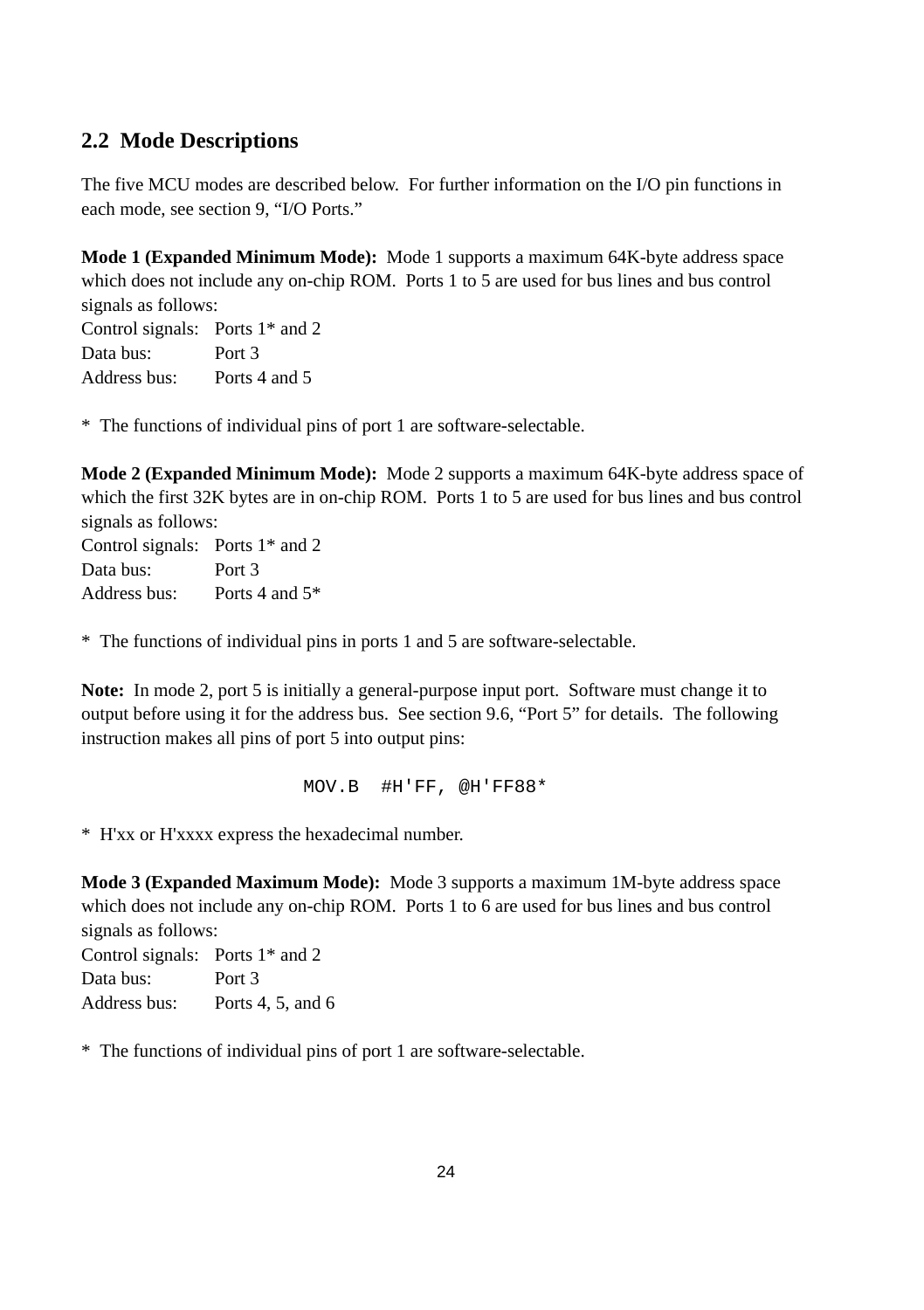## 2.2 Mode Descriptions

The five MCU modes are described below. For further information on the I/O pin functions in each mode, see section 9, "I/O Ports."

**Mode 1 (Expanded Minimum Mode):** Mode 1 supports a maximum 64K-byte address space which does not include any on-chip ROM. Ports 1 to 5 are used for bus lines and bus control signals as follows:

Control signals: Ports 1* and 2
Data bus: Port 3
Address bus: Ports 4 and 5

* The functions of individual pins of port 1 are software-selectable.

**Mode 2 (Expanded Minimum Mode):** Mode 2 supports a maximum 64K-byte address space of which the first 32K bytes are in on-chip ROM. Ports 1 to 5 are used for bus lines and bus control signals as follows:

Control signals: Ports 1* and 2
Data bus: Port 3
Address bus: Ports 4 and 5*

* The functions of individual pins in ports 1 and 5 are software-selectable.

**Note:** In mode 2, port 5 is initially a general-purpose input port. Software must change it to output before using it for the address bus. See section 9.6, "Port 5" for details. The following instruction makes all pins of port 5 into output pins:

```
MOV.B  #H'FF, @H'FF88*
```

* H'xx or H'xxxx express the hexadecimal number.

**Mode 3 (Expanded Maximum Mode):** Mode 3 supports a maximum 1M-byte address space which does not include any on-chip ROM. Ports 1 to 6 are used for bus lines and bus control signals as follows:

Control signals: Ports 1* and 2
Data bus: Port 3
Address bus: Ports 4, 5, and 6

* The functions of individual pins of port 1 are software-selectable.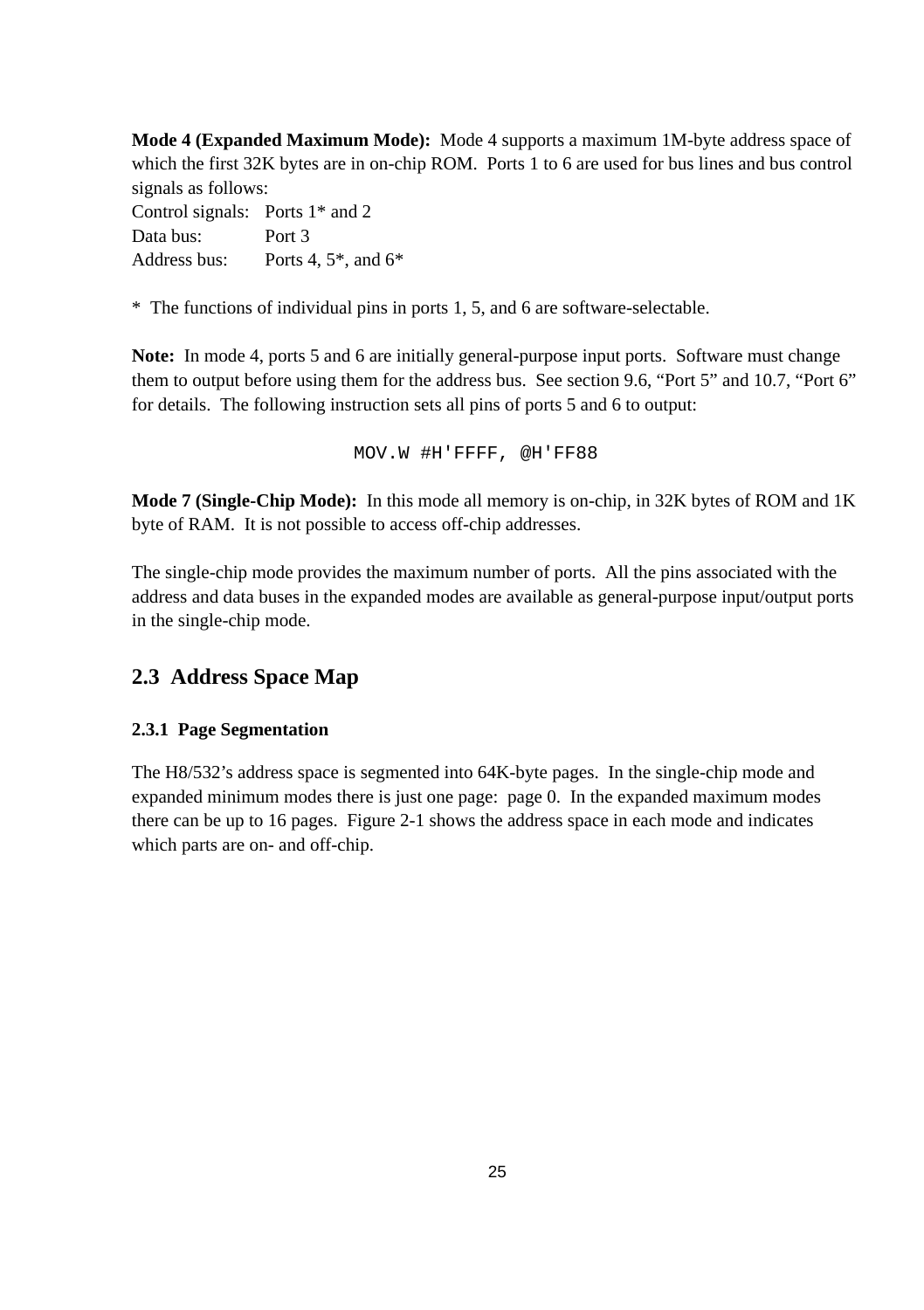**Mode 4 (Expanded Maximum Mode):** Mode 4 supports a maximum 1M-byte address space of which the first 32K bytes are in on-chip ROM. Ports 1 to 6 are used for bus lines and bus control signals as follows:

Control signals: Ports 1* and 2
Data bus: Port 3
Address bus: Ports 4, 5*, and 6*

* The functions of individual pins in ports 1, 5, and 6 are software-selectable.

**Note:** In mode 4, ports 5 and 6 are initially general-purpose input ports. Software must change them to output before using them for the address bus. See section 9.6, “Port 5” and 10.7, “Port 6” for details. The following instruction sets all pins of ports 5 and 6 to output:

```
MOV.W #H'FFFF, @H'FF88
```

**Mode 7 (Single-Chip Mode):** In this mode all memory is on-chip, in 32K bytes of ROM and 1K byte of RAM. It is not possible to access off-chip addresses.

The single-chip mode provides the maximum number of ports. All the pins associated with the address and data buses in the expanded modes are available as general-purpose input/output ports in the single-chip mode.

## 2.3 Address Space Map

### 2.3.1 Page Segmentation

The H8/532’s address space is segmented into 64K-byte pages. In the single-chip mode and expanded minimum modes there is just one page: page 0. In the expanded maximum modes there can be up to 16 pages. Figure 2-1 shows the address space in each mode and indicates which parts are on- and off-chip.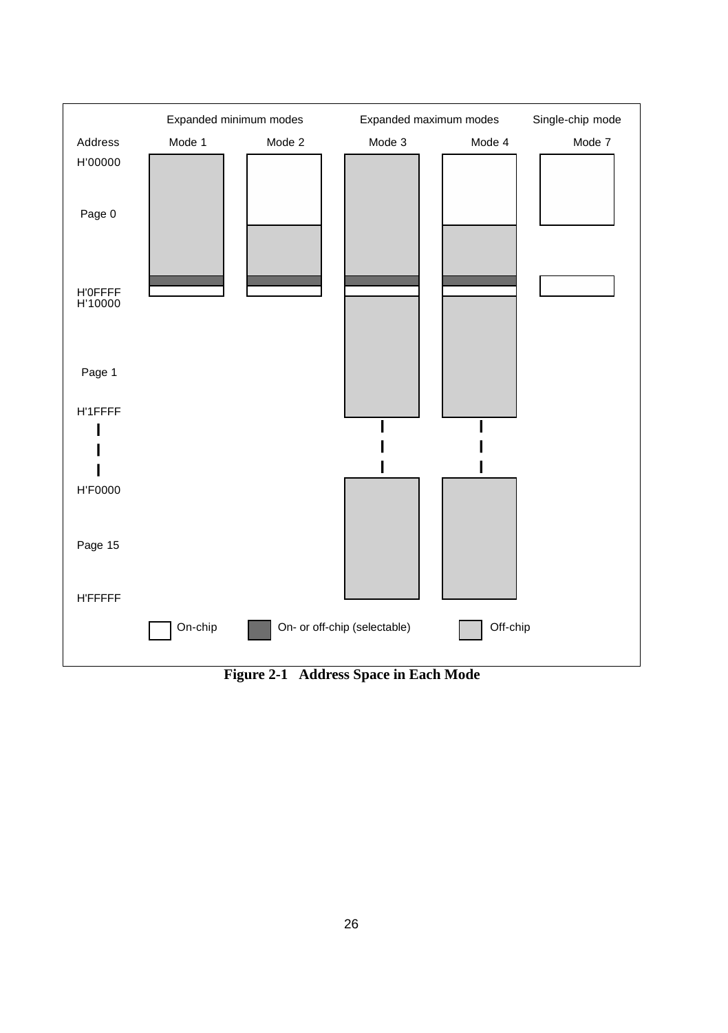| Address | Mode 1 | Mode 2 | Mode 3 | Mode 4 | Mode 7 |
|---|---|---|---|---|---|
| | Expanded minimum modes | | Expanded maximum modes | | Single-chip mode |
| H'00000 – Page 0 – H'0FFFF | Off-chip; On- or off-chip (selectable); On-chip | On-chip; Off-chip; On- or off-chip (selectable); On-chip | Off-chip; On- or off-chip (selectable); On-chip | On-chip; Off-chip; On- or off-chip (selectable); On-chip | On-chip; On-chip |
| H'10000 – Page 1 – H'1FFFF | | | Off-chip | Off-chip | |
| H'F0000 – Page 15 – H'FFFFF | | | Off-chip | Off-chip | |

Legend: On-chip / On- or off-chip (selectable) / Off-chip

**Figure 2-1 Address Space in Each Mode**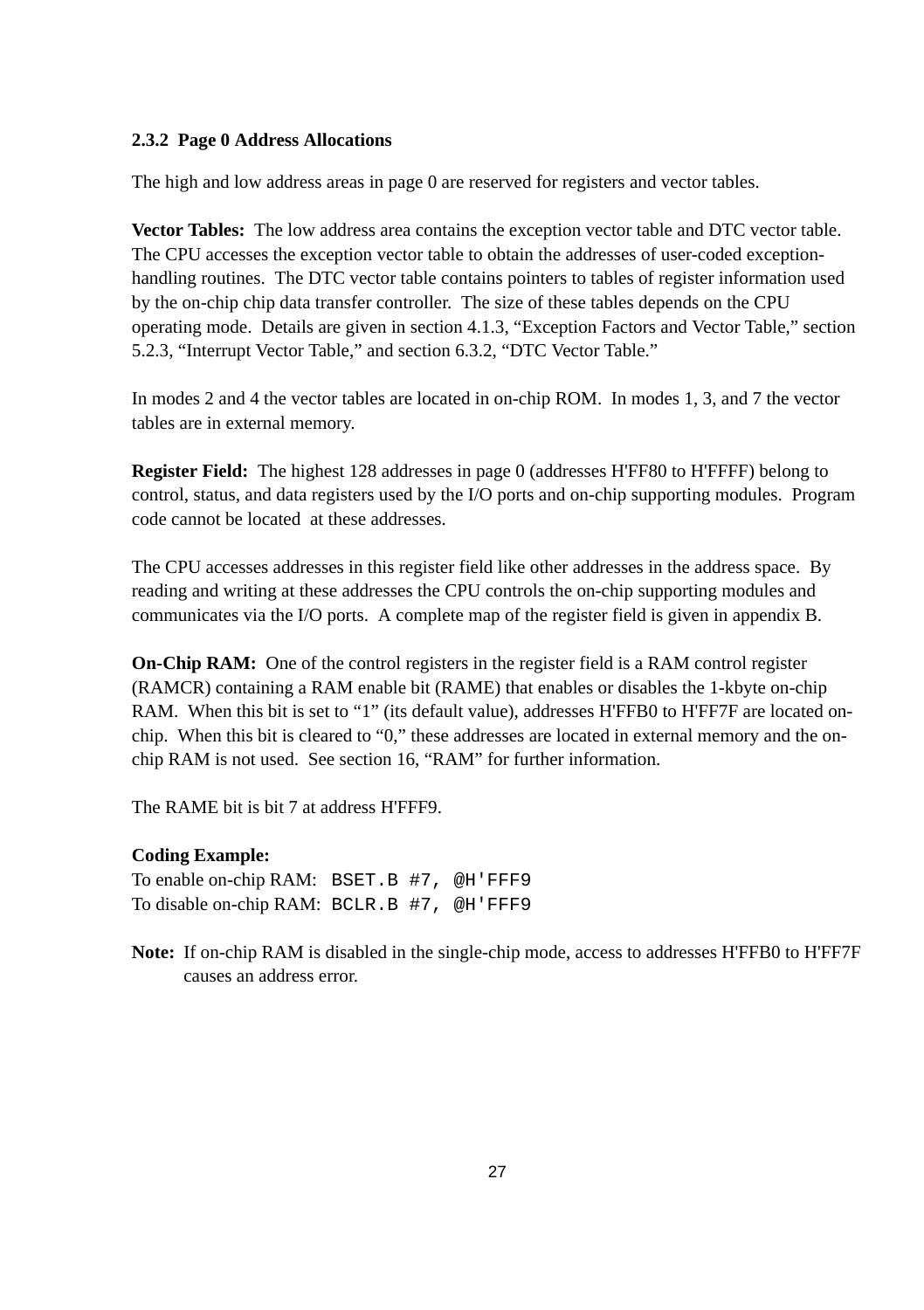### 2.3.2 Page 0 Address Allocations

The high and low address areas in page 0 are reserved for registers and vector tables.

**Vector Tables:** The low address area contains the exception vector table and DTC vector table. The CPU accesses the exception vector table to obtain the addresses of user-coded exception-handling routines. The DTC vector table contains pointers to tables of register information used by the on-chip chip data transfer controller. The size of these tables depends on the CPU operating mode. Details are given in section 4.1.3, "Exception Factors and Vector Table," section 5.2.3, "Interrupt Vector Table," and section 6.3.2, "DTC Vector Table."

In modes 2 and 4 the vector tables are located in on-chip ROM. In modes 1, 3, and 7 the vector tables are in external memory.

**Register Field:** The highest 128 addresses in page 0 (addresses H'FF80 to H'FFFF) belong to control, status, and data registers used by the I/O ports and on-chip supporting modules. Program code cannot be located at these addresses.

The CPU accesses addresses in this register field like other addresses in the address space. By reading and writing at these addresses the CPU controls the on-chip supporting modules and communicates via the I/O ports. A complete map of the register field is given in appendix B.

**On-Chip RAM:** One of the control registers in the register field is a RAM control register (RAMCR) containing a RAM enable bit (RAME) that enables or disables the 1-kbyte on-chip RAM. When this bit is set to "1" (its default value), addresses H'FFB0 to H'FF7F are located on-chip. When this bit is cleared to "0," these addresses are located in external memory and the on-chip RAM is not used. See section 16, "RAM" for further information.

The RAME bit is bit 7 at address H'FFF9.

**Coding Example:**

To enable on-chip RAM: `BSET.B #7, @H'FFF9`

To disable on-chip RAM: `BCLR.B #7, @H'FFF9`

**Note:** If on-chip RAM is disabled in the single-chip mode, access to addresses H'FFB0 to H'FF7F causes an address error.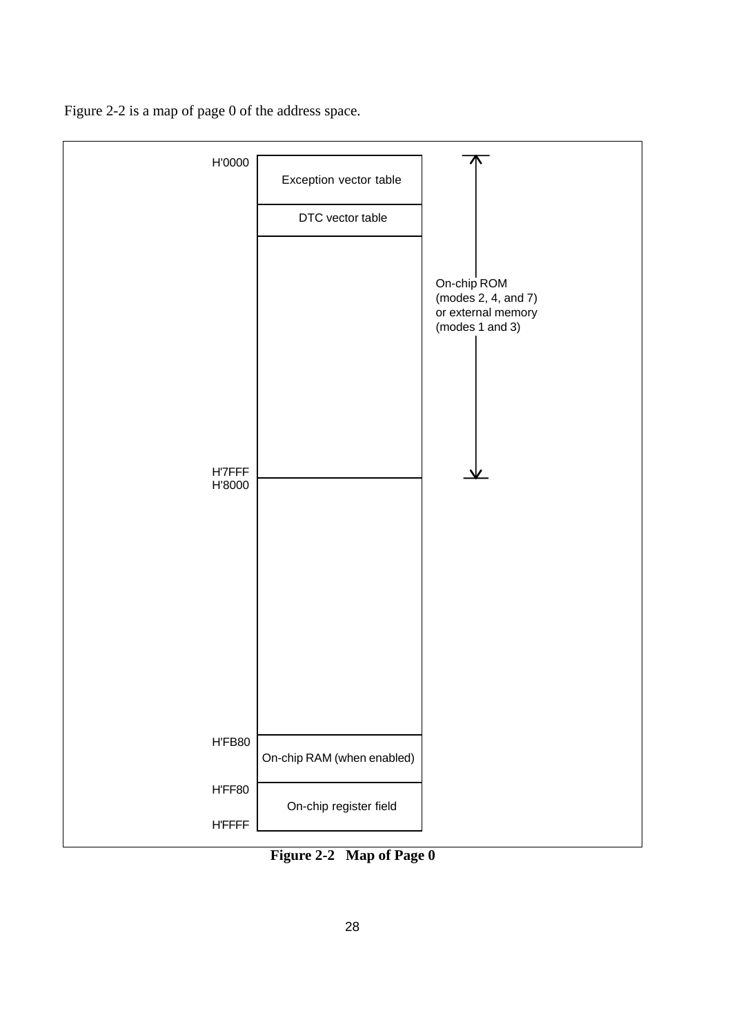Figure 2-2 is a map of page 0 of the address space.

| Address | Area |
|---|---|
| H'0000 | Exception vector table |
| | DTC vector table |
| H'0000–H'7FFF | On-chip ROM (modes 2, 4, and 7) or external memory (modes 1 and 3) |
| H'8000 | |
| H'FB80 | On-chip RAM (when enabled) |
| H'FF80–H'FFFF | On-chip register field |

**Figure 2-2 Map of Page 0**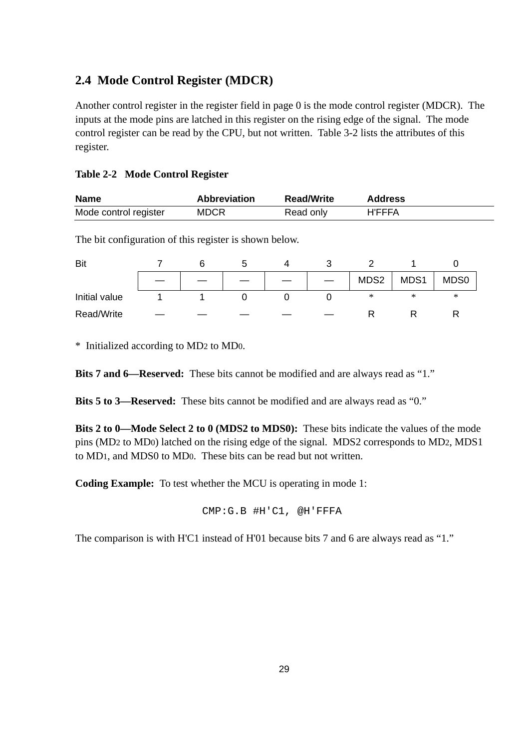## 2.4 Mode Control Register (MDCR)

Another control register in the register field in page 0 is the mode control register (MDCR). The inputs at the mode pins are latched in this register on the rising edge of the signal. The mode control register can be read by the CPU, but not written. Table 3-2 lists the attributes of this register.

**Table 2-2 Mode Control Register**

| Name | Abbreviation | Read/Write | Address |
|---|---|---|---|
| Mode control register | MDCR | Read only | H'FFFA |

The bit configuration of this register is shown below.

| Bit | 7 | 6 | 5 | 4 | 3 | 2 | 1 | 0 |
|---|---|---|---|---|---|---|---|---|
| | — | — | — | — | — | MDS2 | MDS1 | MDS0 |
| Initial value | 1 | 1 | 0 | 0 | 0 | * | * | * |
| Read/Write | — | — | — | — | — | R | R | R |

* Initialized according to $MD_2$ to $MD_0$.

**Bits 7 and 6—Reserved:** These bits cannot be modified and are always read as “1.”

**Bits 5 to 3—Reserved:** These bits cannot be modified and are always read as “0.”

**Bits 2 to 0—Mode Select 2 to 0 (MDS2 to MDS0):** These bits indicate the values of the mode pins ($MD_2$ to $MD_0$) latched on the rising edge of the signal. MDS2 corresponds to $MD_2$, MDS1 to $MD_1$, and MDS0 to $MD_0$. These bits can be read but not written.

**Coding Example:** To test whether the MCU is operating in mode 1:

```
CMP:G.B #H'C1, @H'FFFA
```

The comparison is with H'C1 instead of H'01 because bits 7 and 6 are always read as “1.”